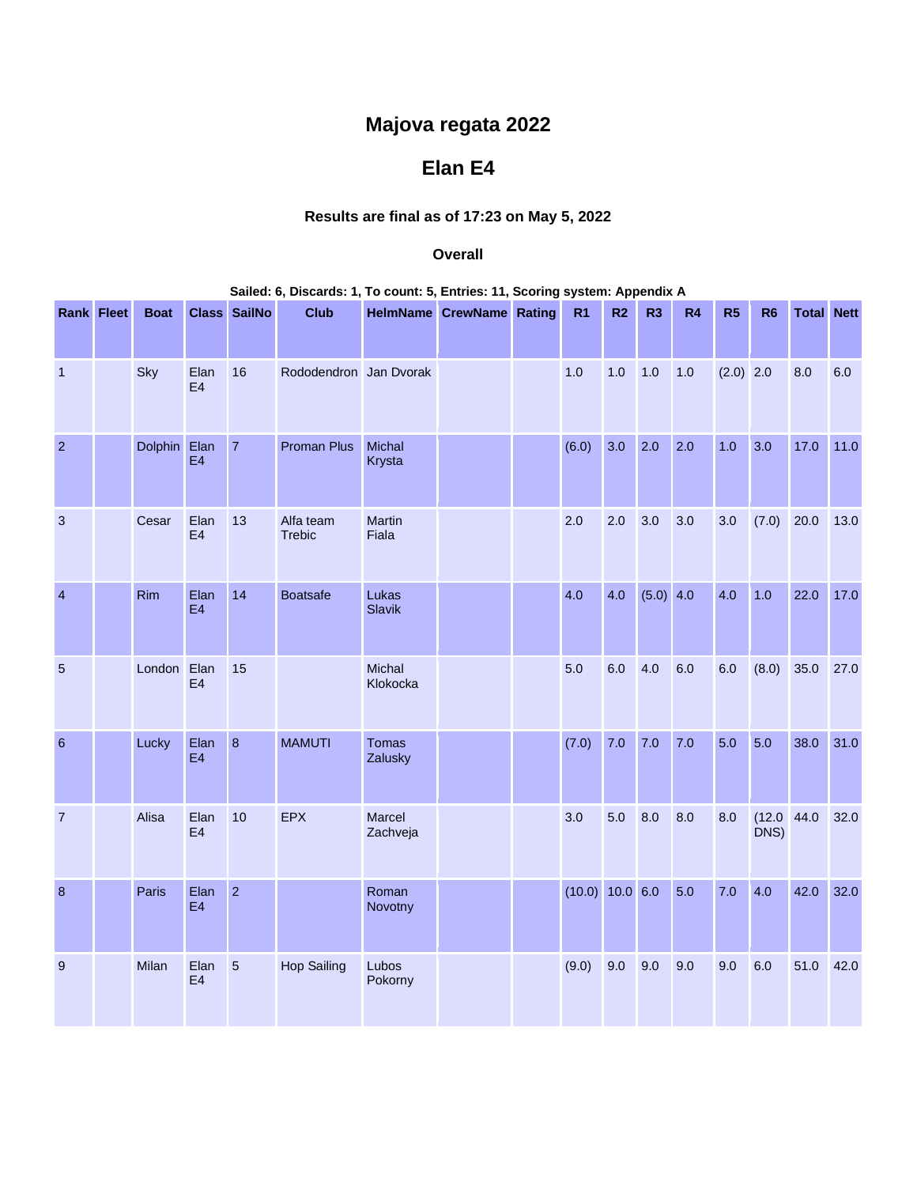# Majova regata 2022

## Elan E4

### Results are final as of 17:23 on May 5, 2022

#### Overall

**Sailed: 6, Discards: 1, To count: 5, Entries: 11, Scoring system: Appendix A**

| Rank | Fleet | Boat | Class | SailNo | Club | HelmName | CrewName | Rating | R1 | R2 | R3 | R4 | R5 | R6 | Total | Nett |
|---|---|---|---|---|---|---|---|---|---|---|---|---|---|---|---|---|
| 1 | | Sky | Elan E4 | 16 | Rododendron | Jan Dvorak | | | 1.0 | 1.0 | 1.0 | 1.0 | (2.0) | 2.0 | 8.0 | 6.0 |
| 2 | | Dolphin | Elan E4 | 7 | Proman Plus | Michal Krysta | | | (6.0) | 3.0 | 2.0 | 2.0 | 1.0 | 3.0 | 17.0 | 11.0 |
| 3 | | Cesar | Elan E4 | 13 | Alfa team Trebic | Martin Fiala | | | 2.0 | 2.0 | 3.0 | 3.0 | 3.0 | (7.0) | 20.0 | 13.0 |
| 4 | | Rim | Elan E4 | 14 | Boatsafe | Lukas Slavik | | | 4.0 | 4.0 | (5.0) | 4.0 | 4.0 | 1.0 | 22.0 | 17.0 |
| 5 | | London | Elan E4 | 15 | | Michal Klokocka | | | 5.0 | 6.0 | 4.0 | 6.0 | 6.0 | (8.0) | 35.0 | 27.0 |
| 6 | | Lucky | Elan E4 | 8 | MAMUTI | Tomas Zalusky | | | (7.0) | 7.0 | 7.0 | 7.0 | 5.0 | 5.0 | 38.0 | 31.0 |
| 7 | | Alisa | Elan E4 | 10 | EPX | Marcel Zachveja | | | 3.0 | 5.0 | 8.0 | 8.0 | 8.0 | (12.0 DNS) | 44.0 | 32.0 |
| 8 | | Paris | Elan E4 | 2 | | Roman Novotny | | | (10.0) | 10.0 | 6.0 | 5.0 | 7.0 | 4.0 | 42.0 | 32.0 |
| 9 | | Milan | Elan E4 | 5 | Hop Sailing | Lubos Pokorny | | | (9.0) | 9.0 | 9.0 | 9.0 | 9.0 | 6.0 | 51.0 | 42.0 |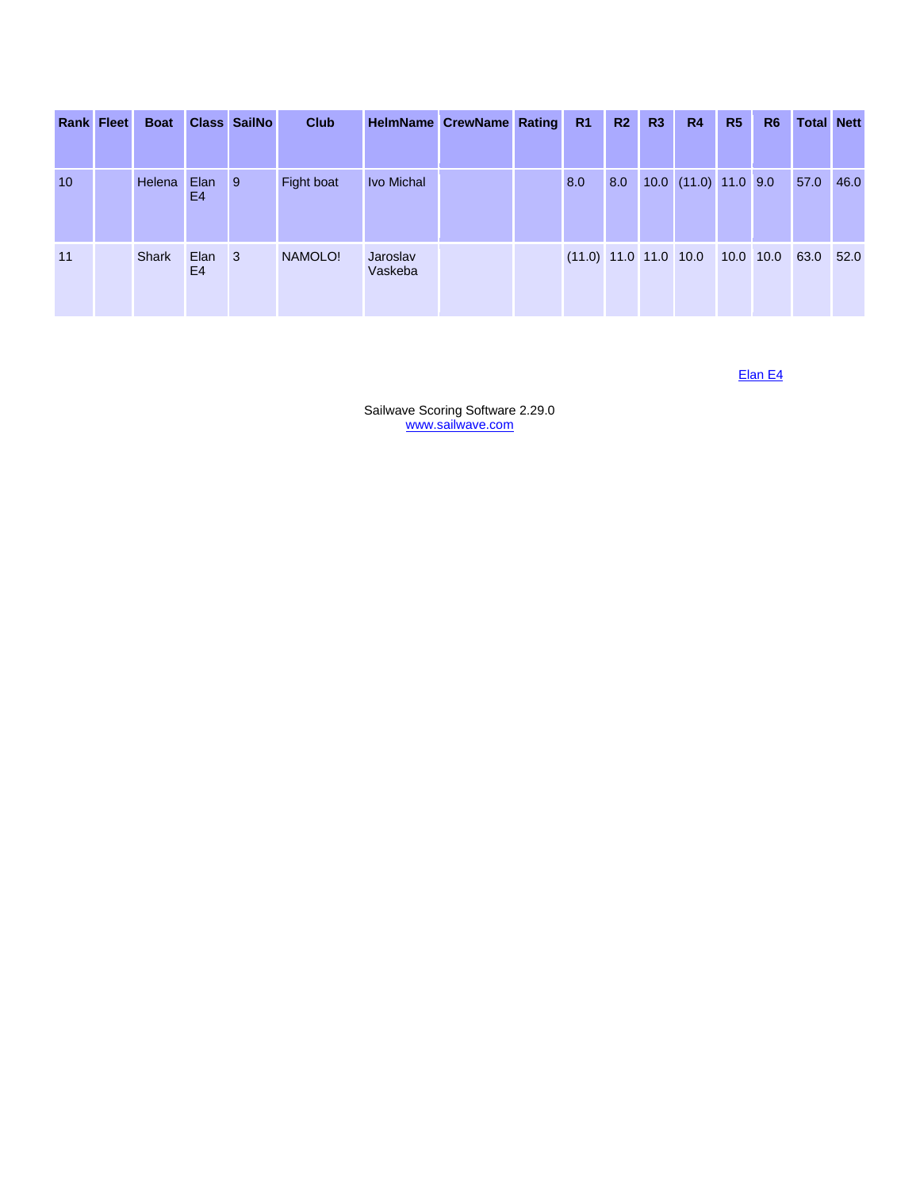| Rank | Fleet | Boat | Class | SailNo | Club | HelmName | CrewName | Rating | R1 | R2 | R3 | R4 | R5 | R6 | Total | Nett |
|---|---|---|---|---|---|---|---|---|---|---|---|---|---|---|---|---|
| 10 | | Helena | Elan E4 | 9 | Fight boat | Ivo Michal | | | 8.0 | 8.0 | 10.0 | (11.0) | 11.0 | 9.0 | 57.0 | 46.0 |
| 11 | | Shark | Elan E4 | 3 | NAMOLO! | Jaroslav Vaskeba | | | (11.0) | 11.0 | 11.0 | 10.0 | 10.0 | 10.0 | 63.0 | 52.0 |

Elan E4

Sailwave Scoring Software 2.29.0
www.sailwave.com